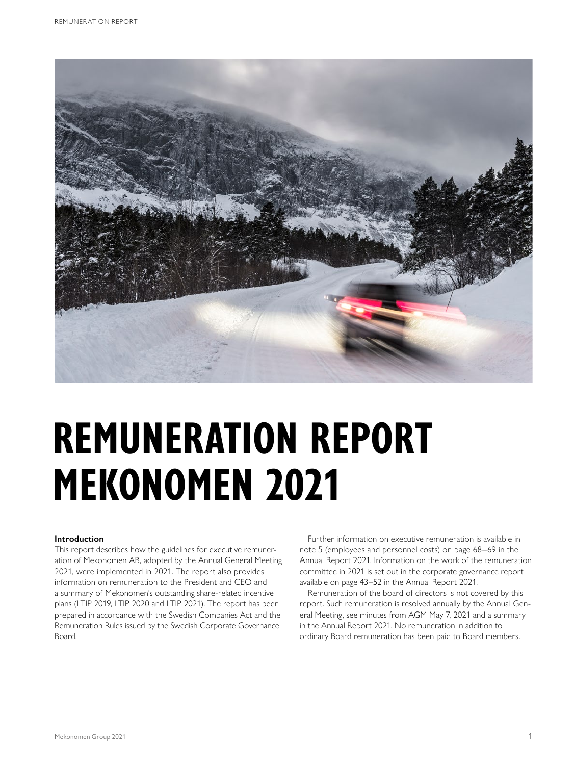# REMUNERATION REPORT MEKONOMEN 2021

**Introduction**

This report describes how the guidelines for executive remuneration of Mekonomen AB, adopted by the Annual General Meeting 2021, were implemented in 2021. The report also provides information on remuneration to the President and CEO and a summary of Mekonomen's outstanding share-related incentive plans (LTIP 2019, LTIP 2020 and LTIP 2021). The report has been prepared in accordance with the Swedish Companies Act and the Remuneration Rules issued by the Swedish Corporate Governance Board.

Further information on executive remuneration is available in note 5 (employees and personnel costs) on page 68–69 in the Annual Report 2021. Information on the work of the remuneration committee in 2021 is set out in the corporate governance report available on page 43–52 in the Annual Report 2021.

Remuneration of the board of directors is not covered by this report. Such remuneration is resolved annually by the Annual General Meeting, see minutes from AGM May 7, 2021 and a summary in the Annual Report 2021. No remuneration in addition to ordinary Board remuneration has been paid to Board members.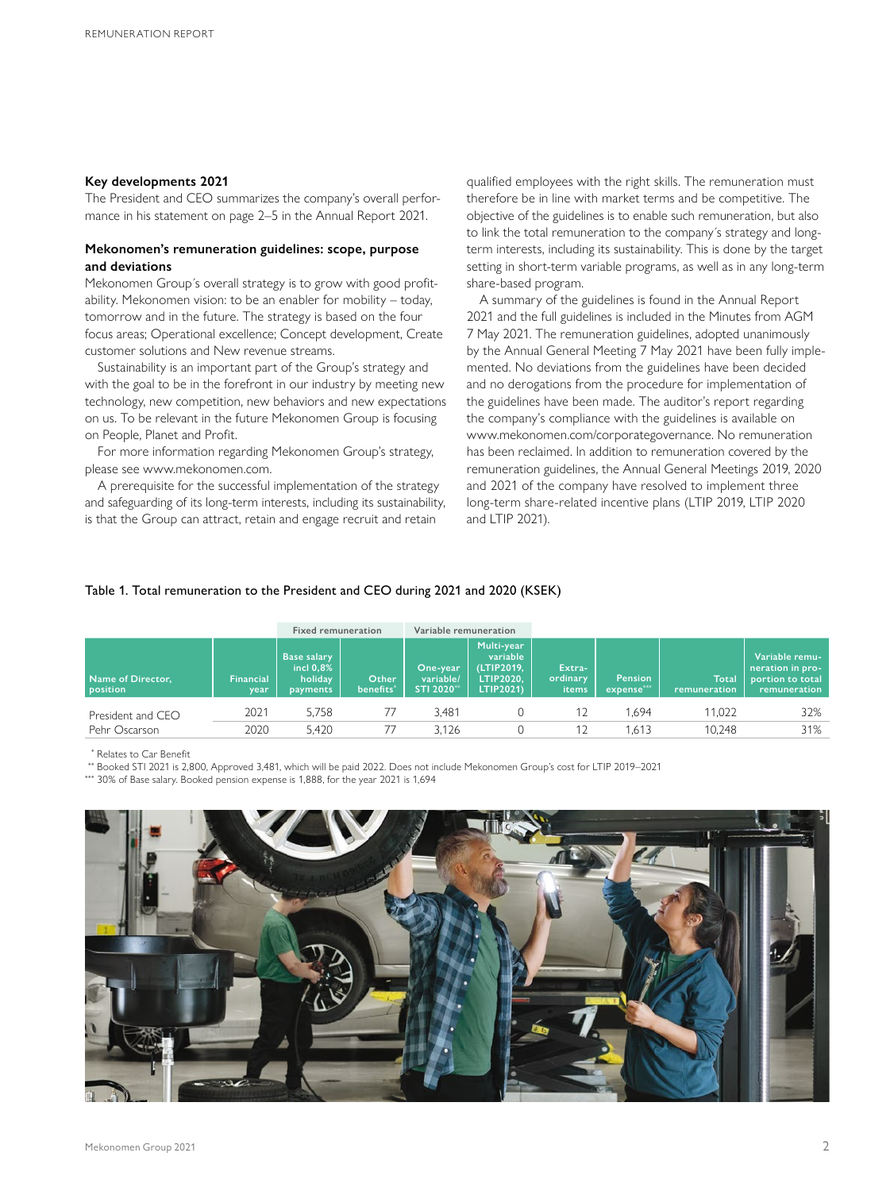### Key developments 2021

The President and CEO summarizes the company's overall performance in his statement on page 2–5 in the Annual Report 2021.

### Mekonomen's remuneration guidelines: scope, purpose and deviations

Mekonomen Group´s overall strategy is to grow with good profitability. Mekonomen vision: to be an enabler for mobility – today, tomorrow and in the future. The strategy is based on the four focus areas; Operational excellence; Concept development, Create customer solutions and New revenue streams.

Sustainability is an important part of the Group's strategy and with the goal to be in the forefront in our industry by meeting new technology, new competition, new behaviors and new expectations on us. To be relevant in the future Mekonomen Group is focusing on People, Planet and Profit.

For more information regarding Mekonomen Group's strategy, please see www.mekonomen.com.

A prerequisite for the successful implementation of the strategy and safeguarding of its long-term interests, including its sustainability, is that the Group can attract, retain and engage recruit and retain qualified employees with the right skills. The remuneration must therefore be in line with market terms and be competitive. The objective of the guidelines is to enable such remuneration, but also to link the total remuneration to the company´s strategy and long-term interests, including its sustainability. This is done by the target setting in short-term variable programs, as well as in any long-term share-based program.

A summary of the guidelines is found in the Annual Report 2021 and the full guidelines is included in the Minutes from AGM 7 May 2021. The remuneration guidelines, adopted unanimously by the Annual General Meeting 7 May 2021 have been fully implemented. No deviations from the guidelines have been decided and no derogations from the procedure for implementation of the guidelines have been made. The auditor's report regarding the company's compliance with the guidelines is available on www.mekonomen.com/corporategovernance. No remuneration has been reclaimed. In addition to remuneration covered by the remuneration guidelines, the Annual General Meetings 2019, 2020 and 2021 of the company have resolved to implement three long-term share-related incentive plans (LTIP 2019, LTIP 2020 and LTIP 2021).

Table 1. Total remuneration to the President and CEO during 2021 and 2020 (KSEK)

| | | Fixed remuneration | | Variable remuneration | | | | | |
|---|---|---|---|---|---|---|---|---|---|
| Name of Director, position | Financial year | Base salary incl 0,8% holiday payments | Other benefits* | One-year variable/ STI 2020** | Multi-year variable (LTIP2019, LTIP2020, LTIP2021) | Extra-ordinary items | Pension expense*** | Total remuneration | Variable remuneration in proportion to total remuneration |
| President and CEO | 2021 | 5,758 | 77 | 3,481 | 0 | 12 | 1,694 | 11,022 | 32% |
| Pehr Oscarson | 2020 | 5,420 | 77 | 3,126 | 0 | 12 | 1,613 | 10,248 | 31% |

\* Relates to Car Benefit

\*\* Booked STI 2021 is 2,800, Approved 3,481, which will be paid 2022. Does not include Mekonomen Group's cost for LTIP 2019–2021

\*\*\* 30% of Base salary. Booked pension expense is 1,888, for the year 2021 is 1,694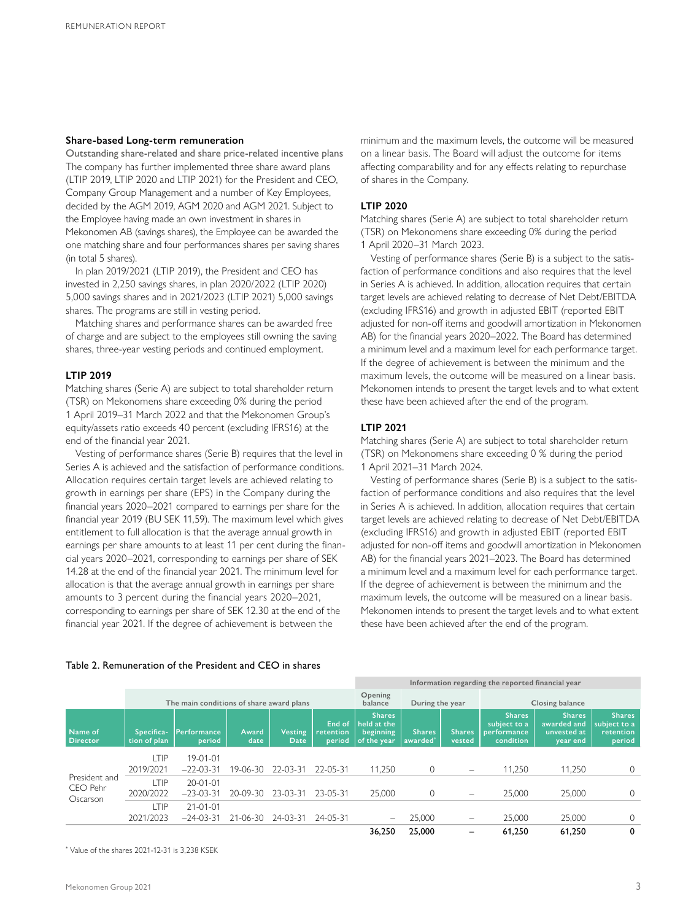## Share-based Long-term remuneration

Outstanding share-related and share price-related incentive plans

The company has further implemented three share award plans (LTIP 2019, LTIP 2020 and LTIP 2021) for the President and CEO, Company Group Management and a number of Key Employees, decided by the AGM 2019, AGM 2020 and AGM 2021. Subject to the Employee having made an own investment in shares in Mekonomen AB (savings shares), the Employee can be awarded the one matching share and four performances shares per saving shares (in total 5 shares).

In plan 2019/2021 (LTIP 2019), the President and CEO has invested in 2,250 savings shares, in plan 2020/2022 (LTIP 2020) 5,000 savings shares and in 2021/2023 (LTIP 2021) 5,000 savings shares. The programs are still in vesting period.

Matching shares and performance shares can be awarded free of charge and are subject to the employees still owning the saving shares, three-year vesting periods and continued employment.

### LTIP 2019

Matching shares (Serie A) are subject to total shareholder return (TSR) on Mekonomens share exceeding 0% during the period 1 April 2019–31 March 2022 and that the Mekonomen Group's equity/assets ratio exceeds 40 percent (excluding IFRS16) at the end of the financial year 2021.

Vesting of performance shares (Serie B) requires that the level in Series A is achieved and the satisfaction of performance conditions. Allocation requires certain target levels are achieved relating to growth in earnings per share (EPS) in the Company during the financial years 2020–2021 compared to earnings per share for the financial year 2019 (BU SEK 11,59). The maximum level which gives entitlement to full allocation is that the average annual growth in earnings per share amounts to at least 11 per cent during the financial years 2020–2021, corresponding to earnings per share of SEK 14.28 at the end of the financial year 2021. The minimum level for allocation is that the average annual growth in earnings per share amounts to 3 percent during the financial years 2020–2021, corresponding to earnings per share of SEK 12.30 at the end of the financial year 2021. If the degree of achievement is between the minimum and the maximum levels, the outcome will be measured on a linear basis. The Board will adjust the outcome for items affecting comparability and for any effects relating to repurchase of shares in the Company.

### LTIP 2020

Matching shares (Serie A) are subject to total shareholder return (TSR) on Mekonomens share exceeding 0% during the period 1 April 2020–31 March 2023.

Vesting of performance shares (Serie B) is a subject to the satisfaction of performance conditions and also requires that the level in Series A is achieved. In addition, allocation requires that certain target levels are achieved relating to decrease of Net Debt/EBITDA (excluding IFRS16) and growth in adjusted EBIT (reported EBIT adjusted for non-off items and goodwill amortization in Mekonomen AB) for the financial years 2020–2022. The Board has determined a minimum level and a maximum level for each performance target. If the degree of achievement is between the minimum and the maximum levels, the outcome will be measured on a linear basis. Mekonomen intends to present the target levels and to what extent these have been achieved after the end of the program.

### LTIP 2021

Matching shares (Serie A) are subject to total shareholder return (TSR) on Mekonomens share exceeding 0 % during the period 1 April 2021–31 March 2024.

Vesting of performance shares (Serie B) is a subject to the satisfaction of performance conditions and also requires that the level in Series A is achieved. In addition, allocation requires that certain target levels are achieved relating to decrease of Net Debt/EBITDA (excluding IFRS16) and growth in adjusted EBIT (reported EBIT adjusted for non-off items and goodwill amortization in Mekonomen AB) for the financial years 2021–2023. The Board has determined a minimum level and a maximum level for each performance target. If the degree of achievement is between the minimum and the maximum levels, the outcome will be measured on a linear basis. Mekonomen intends to present the target levels and to what extent these have been achieved after the end of the program.

Table 2. Remuneration of the President and CEO in shares

| | The main conditions of share award plans | | | | | Information regarding the reported financial year | | | | | |
|---|---|---|---|---|---|---|---|---|---|---|---|
| | | | | | | Opening balance | During the year | | Closing balance | | |
| Name of Director | Specification of plan | Performance period | Award date | Vesting Date | End of retention period | Shares held at the beginning of the year | Shares awarded* | Shares vested | Shares subject to a performance condition | Shares awarded and unvested at year end | Shares subject to a retention period |
| President and CEO Pehr Oscarson | LTIP 2019/2021 | 19-01-01 –22-03-31 | 19-06-30 | 22-03-31 | 22-05-31 | 11,250 | 0 | – | 11,250 | 11,250 | 0 |
| | LTIP 2020/2022 | 20-01-01 –23-03-31 | 20-09-30 | 23-03-31 | 23-05-31 | 25,000 | 0 | – | 25,000 | 25,000 | 0 |
| | LTIP 2021/2023 | 21-01-01 –24-03-31 | 21-06-30 | 24-03-31 | 24-05-31 | – | 25,000 | – | 25,000 | 25,000 | 0 |
| | | | | | | **36,250** | **25,000** | **–** | **61,250** | **61,250** | **0** |

* Value of the shares 2021-12-31 is 3,238 KSEK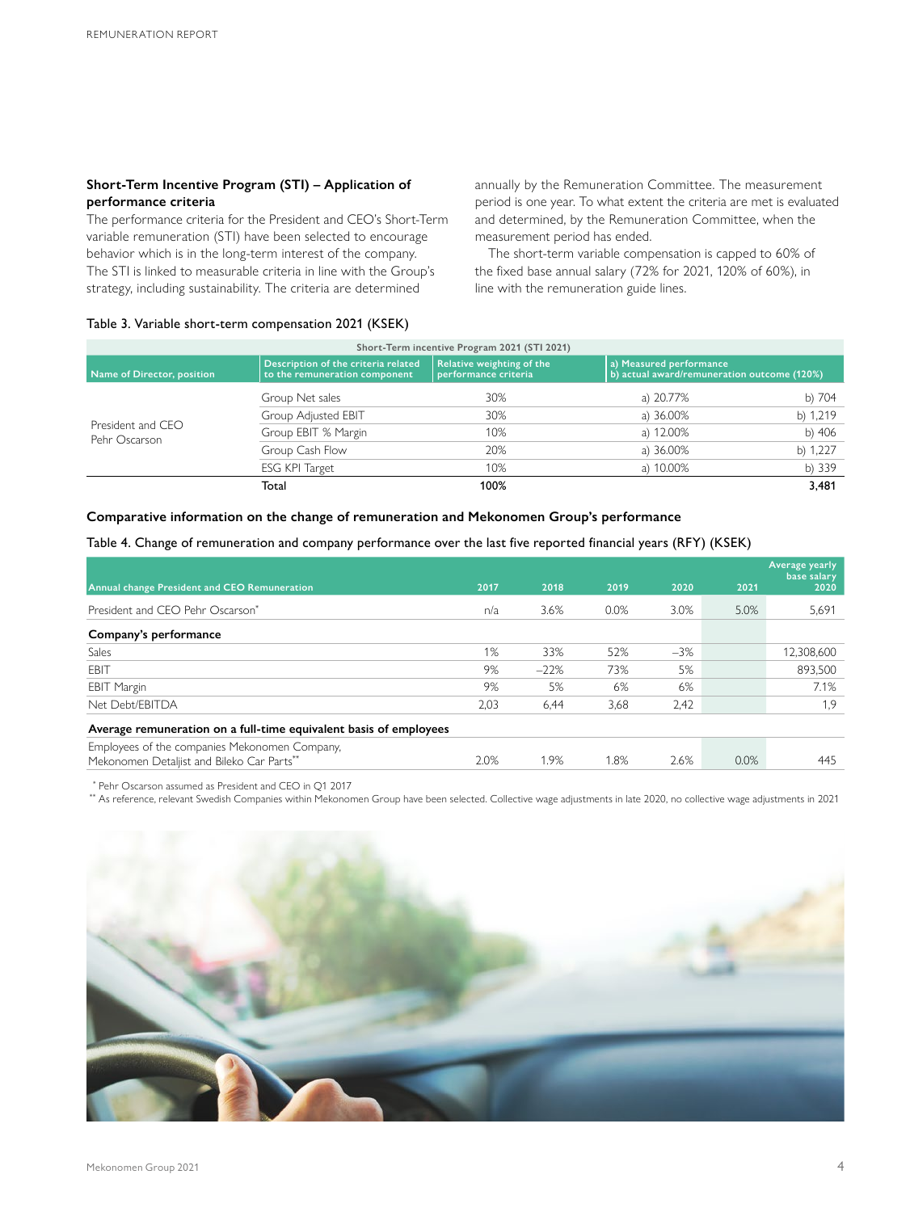### Short-Term Incentive Program (STI) – Application of performance criteria

The performance criteria for the President and CEO's Short-Term variable remuneration (STI) have been selected to encourage behavior which is in the long-term interest of the company. The STI is linked to measurable criteria in line with the Group's strategy, including sustainability. The criteria are determined annually by the Remuneration Committee. The measurement period is one year. To what extent the criteria are met is evaluated and determined, by the Remuneration Committee, when the measurement period has ended.

The short-term variable compensation is capped to 60% of the fixed base annual salary (72% for 2021, 120% of 60%), in line with the remuneration guide lines.

#### Table 3. Variable short-term compensation 2021 (KSEK)

| Short-Term incentive Program 2021 (STI 2021) | | | | |
|---|---|---|---|---|
| **Name of Director, position** | **Description of the criteria related to the remuneration component** | **Relative weighting of the performance criteria** | **a) Measured performance b) actual award/remuneration outcome (120%)** | |
| President and CEO Pehr Oscarson | Group Net sales | 30% | a) 20.77% | b) 704 |
| | Group Adjusted EBIT | 30% | a) 36.00% | b) 1,219 |
| | Group EBIT % Margin | 10% | a) 12.00% | b) 406 |
| | Group Cash Flow | 20% | a) 36.00% | b) 1,227 |
| | ESG KPI Target | 10% | a) 10.00% | b) 339 |
| | **Total** | **100%** | | **3,481** |

### Comparative information on the change of remuneration and Mekonomen Group's performance

#### Table 4. Change of remuneration and company performance over the last five reported financial years (RFY) (KSEK)

| Annual change President and CEO Remuneration | 2017 | 2018 | 2019 | 2020 | 2021 | Average yearly base salary 2020 |
|---|---|---|---|---|---|---|
| President and CEO Pehr Oscarson* | n/a | 3.6% | 0.0% | 3.0% | 5.0% | 5,691 |
| **Company's performance** | | | | | | |
| Sales | 1% | 33% | 52% | −3% | | 12,308,600 |
| EBIT | 9% | −22% | 73% | 5% | | 893,500 |
| EBIT Margin | 9% | 5% | 6% | 6% | | 7.1% |
| Net Debt/EBITDA | 2,03 | 6,44 | 3,68 | 2,42 | | 1,9 |
| **Average remuneration on a full-time equivalent basis of employees** | | | | | | |
| Employees of the companies Mekonomen Company, Mekonomen Detaljist and Bileko Car Parts** | 2.0% | 1.9% | 1.8% | 2.6% | 0.0% | 445 |

* Pehr Oscarson assumed as President and CEO in Q1 2017

** As reference, relevant Swedish Companies within Mekonomen Group have been selected. Collective wage adjustments in late 2020, no collective wage adjustments in 2021